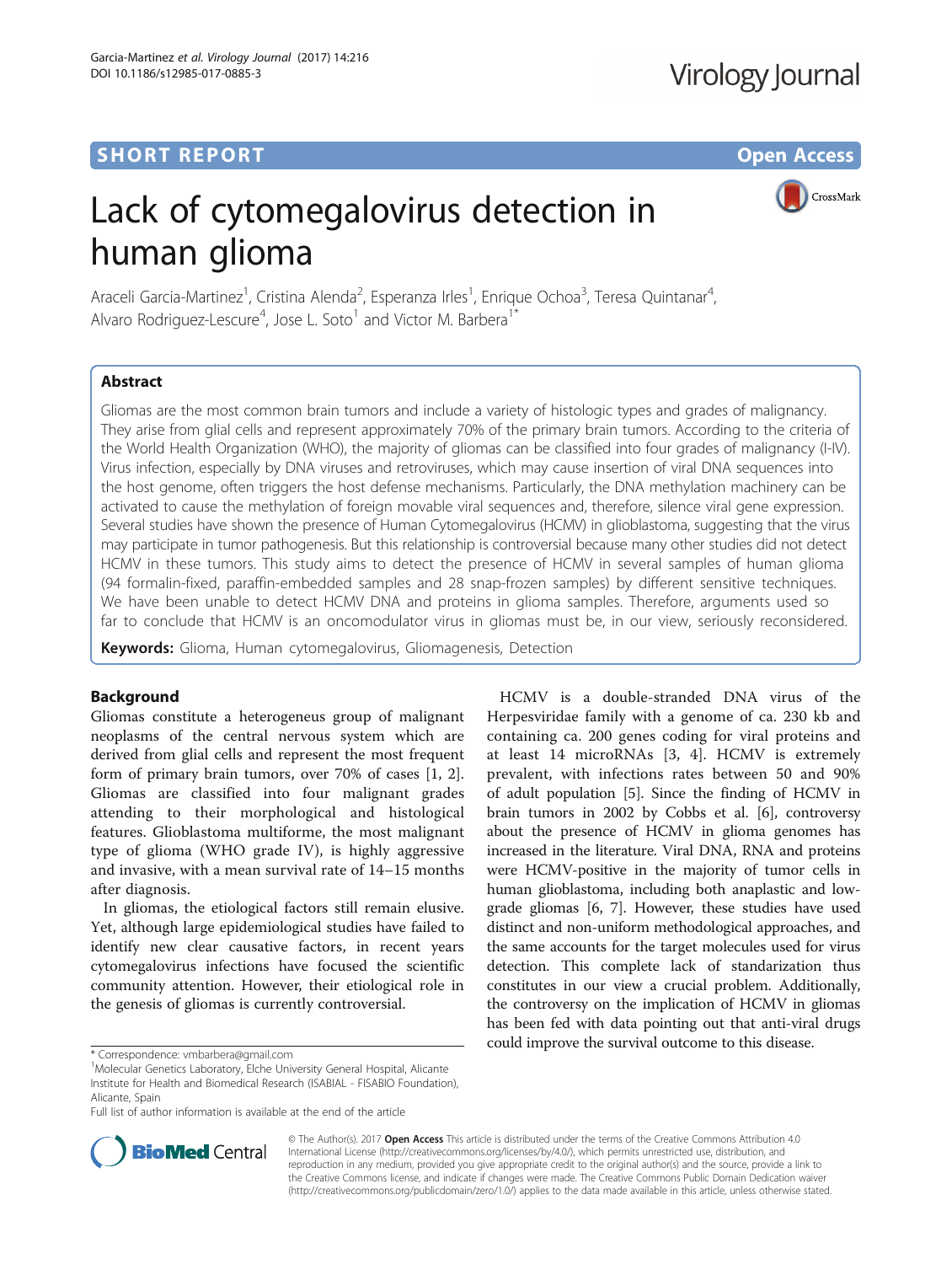**SHORT REPORT** **Open Access**

# Lack of cytomegalovirus detection in human glioma

Araceli Garcia-Martinez[1], Cristina Alenda[2], Esperanza Irles[1], Enrique Ochoa[3], Teresa Quintanar[4], Alvaro Rodriguez-Lescure[4], Jose L. Soto[1] and Victor M. Barbera[1*]

## Abstract

Gliomas are the most common brain tumors and include a variety of histologic types and grades of malignancy. They arise from glial cells and represent approximately 70% of the primary brain tumors. According to the criteria of the World Health Organization (WHO), the majority of gliomas can be classified into four grades of malignancy (I-IV). Virus infection, especially by DNA viruses and retroviruses, which may cause insertion of viral DNA sequences into the host genome, often triggers the host defense mechanisms. Particularly, the DNA methylation machinery can be activated to cause the methylation of foreign movable viral sequences and, therefore, silence viral gene expression. Several studies have shown the presence of Human Cytomegalovirus (HCMV) in glioblastoma, suggesting that the virus may participate in tumor pathogenesis. But this relationship is controversial because many other studies did not detect HCMV in these tumors. This study aims to detect the presence of HCMV in several samples of human glioma (94 formalin-fixed, paraffin-embedded samples and 28 snap-frozen samples) by different sensitive techniques. We have been unable to detect HCMV DNA and proteins in glioma samples. Therefore, arguments used so far to conclude that HCMV is an oncomodulator virus in gliomas must be, in our view, seriously reconsidered.

**Keywords:** Glioma, Human cytomegalovirus, Gliomagenesis, Detection

## Background

Gliomas constitute a heterogeneous group of malignant neoplasms of the central nervous system which are derived from glial cells and represent the most frequent form of primary brain tumors, over 70% of cases [1, 2]. Gliomas are classified into four malignant grades attending to their morphological and histological features. Glioblastoma multiforme, the most malignant type of glioma (WHO grade IV), is highly aggressive and invasive, with a mean survival rate of 14–15 months after diagnosis.

In gliomas, the etiological factors still remain elusive. Yet, although large epidemiological studies have failed to identify new clear causative factors, in recent years cytomegalovirus infections have focused the scientific community attention. However, their etiological role in the genesis of gliomas is currently controversial.

HCMV is a double-stranded DNA virus of the Herpesviridae family with a genome of ca. 230 kb and containing ca. 200 genes coding for viral proteins and at least 14 microRNAs [3, 4]. HCMV is extremely prevalent, with infections rates between 50 and 90% of adult population [5]. Since the finding of HCMV in brain tumors in 2002 by Cobbs et al. [6], controversy about the presence of HCMV in glioma genomes has increased in the literature. Viral DNA, RNA and proteins were HCMV-positive in the majority of tumor cells in human glioblastoma, including both anaplastic and low-grade gliomas [6, 7]. However, these studies have used distinct and non-uniform methodological approaches, and the same accounts for the target molecules used for virus detection. This complete lack of standarization thus constitutes in our view a crucial problem. Additionally, the controversy on the implication of HCMV in gliomas has been fed with data pointing out that anti-viral drugs could improve the survival outcome to this disease.

\* Correspondence: vmbarbera@gmail.com

[1]Molecular Genetics Laboratory, Elche University General Hospital, Alicante Institute for Health and Biomedical Research (ISABIAL - FISABIO Foundation), Alicante, Spain

Full list of author information is available at the end of the article

© The Author(s). 2017 **Open Access** This article is distributed under the terms of the Creative Commons Attribution 4.0 International License (http://creativecommons.org/licenses/by/4.0/), which permits unrestricted use, distribution, and reproduction in any medium, provided you give appropriate credit to the original author(s) and the source, provide a link to the Creative Commons license, and indicate if changes were made. The Creative Commons Public Domain Dedication waiver (http://creativecommons.org/publicdomain/zero/1.0/) applies to the data made available in this article, unless otherwise stated.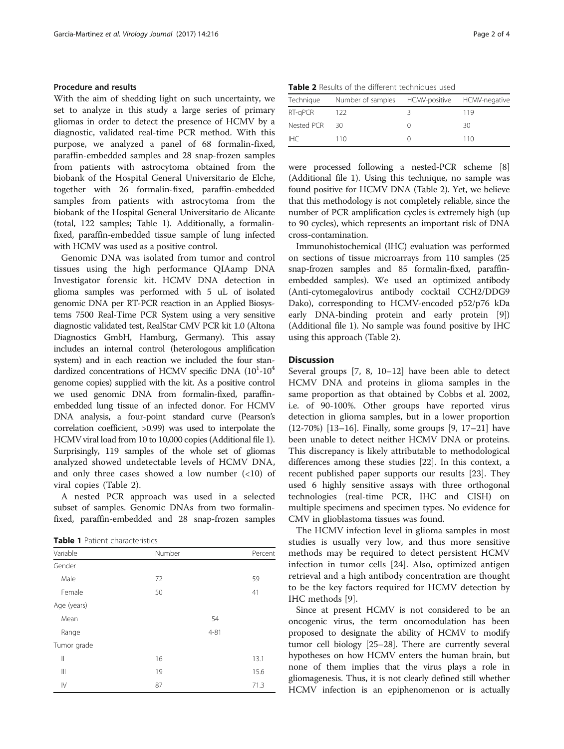### Procedure and results

With the aim of shedding light on such uncertainty, we set to analyze in this study a large series of primary gliomas in order to detect the presence of HCMV by a diagnostic, validated real-time PCR method. With this purpose, we analyzed a panel of 68 formalin-fixed, paraffin-embedded samples and 28 snap-frozen samples from patients with astrocytoma obtained from the biobank of the Hospital General Universitario de Elche, together with 26 formalin-fixed, paraffin-embedded samples from patients with astrocytoma from the biobank of the Hospital General Universitario de Alicante (total, 122 samples; Table 1). Additionally, a formalin-fixed, paraffin-embedded tissue sample of lung infected with HCMV was used as a positive control.

Genomic DNA was isolated from tumor and control tissues using the high performance QIAamp DNA Investigator forensic kit. HCMV DNA detection in glioma samples was performed with 5 uL of isolated genomic DNA per RT-PCR reaction in an Applied Biosystems 7500 Real-Time PCR System using a very sensitive diagnostic validated test, RealStar CMV PCR kit 1.0 (Altona Diagnostics GmbH, Hamburg, Germany). This assay includes an internal control (heterologous amplification system) and in each reaction we included the four standardized concentrations of HCMV specific DNA ($10^1$-$10^4$ genome copies) supplied with the kit. As a positive control we used genomic DNA from formalin-fixed, paraffin-embedded lung tissue of an infected donor. For HCMV DNA analysis, a four-point standard curve (Pearson's correlation coefficient, >0.99) was used to interpolate the HCMV viral load from 10 to 10,000 copies (Additional file 1). Surprisingly, 119 samples of the whole set of gliomas analyzed showed undetectable levels of HCMV DNA, and only three cases showed a low number (<10) of viral copies (Table 2).

A nested PCR approach was used in a selected subset of samples. Genomic DNAs from two formalin-fixed, paraffin-embedded and 28 snap-frozen samples were processed following a nested-PCR scheme [8] (Additional file 1). Using this technique, no sample was found positive for HCMV DNA (Table 2). Yet, we believe that this methodology is not completely reliable, since the number of PCR amplification cycles is extremely high (up to 90 cycles), which represents an important risk of DNA cross-contamination.

Immunohistochemical (IHC) evaluation was performed on sections of tissue microarrays from 110 samples (25 snap-frozen samples and 85 formalin-fixed, paraffin-embedded samples). We used an optimized antibody (Anti-cytomegalovirus antibody cocktail CCH2/DDG9 Dako), corresponding to HCMV-encoded p52/p76 kDa early DNA-binding protein and early protein [9]) (Additional file 1). No sample was found positive by IHC using this approach (Table 2).

**Table 1** Patient characteristics

| Variable | Number | | Percent |
|---|---|---|---|
| Gender | | | |
| Male | 72 | | 59 |
| Female | 50 | | 41 |
| Age (years) | | | |
| Mean | | 54 | |
| Range | | 4-81 | |
| Tumor grade | | | |
| II | 16 | | 13.1 |
| III | 19 | | 15.6 |
| IV | 87 | | 71.3 |

**Table 2** Results of the different techniques used

| Technique | Number of samples | HCMV-positive | HCMV-negative |
|---|---|---|---|
| RT-qPCR | 122 | 3 | 119 |
| Nested PCR | 30 | 0 | 30 |
| IHC | 110 | 0 | 110 |

### Discussion

Several groups [7, 8, 10–12] have been able to detect HCMV DNA and proteins in glioma samples in the same proportion as that obtained by Cobbs et al. 2002, i.e. of 90-100%. Other groups have reported virus detection in glioma samples, but in a lower proportion (12-70%) [13–16]. Finally, some groups [9, 17–21] have been unable to detect neither HCMV DNA or proteins. This discrepancy is likely attributable to methodological differences among these studies [22]. In this context, a recent published paper supports our results [23]. They used 6 highly sensitive assays with three orthogonal technologies (real-time PCR, IHC and CISH) on multiple specimens and specimen types. No evidence for CMV in glioblastoma tissues was found.

The HCMV infection level in glioma samples in most studies is usually very low, and thus more sensitive methods may be required to detect persistent HCMV infection in tumor cells [24]. Also, optimized antigen retrieval and a high antibody concentration are thought to be the key factors required for HCMV detection by IHC methods [9].

Since at present HCMV is not considered to be an oncogenic virus, the term oncomodulation has been proposed to designate the ability of HCMV to modify tumor cell biology [25–28]. There are currently several hypotheses on how HCMV enters the human brain, but none of them implies that the virus plays a role in gliomagenesis. Thus, it is not clearly defined still whether HCMV infection is an epiphenomenon or is actually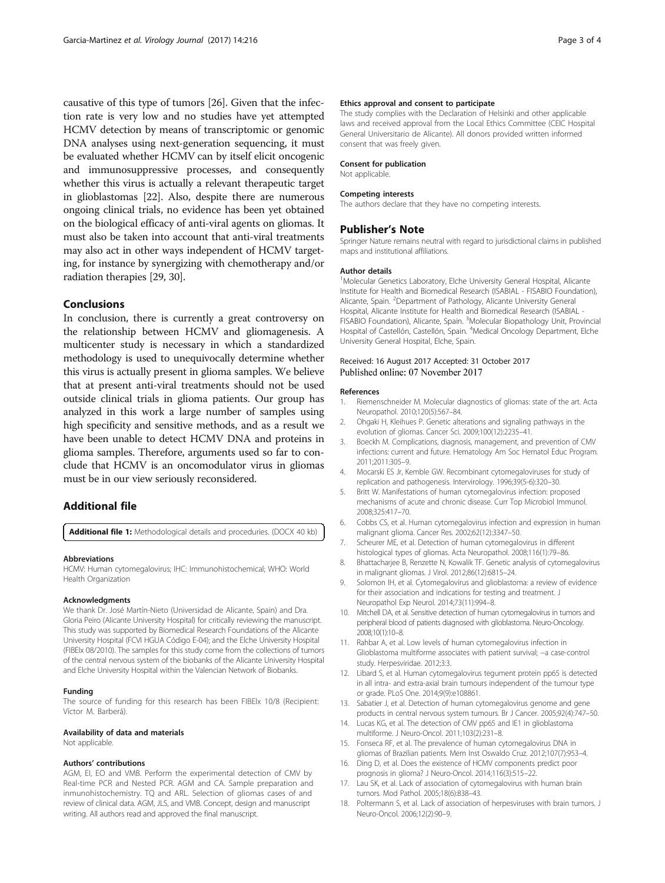causative of this type of tumors [26]. Given that the infection rate is very low and no studies have yet attempted HCMV detection by means of transcriptomic or genomic DNA analyses using next-generation sequencing, it must be evaluated whether HCMV can by itself elicit oncogenic and immunosuppressive processes, and consequently whether this virus is actually a relevant therapeutic target in glioblastomas [22]. Also, despite there are numerous ongoing clinical trials, no evidence has been yet obtained on the biological efficacy of anti-viral agents on gliomas. It must also be taken into account that anti-viral treatments may also act in other ways independent of HCMV targeting, for instance by synergizing with chemotherapy and/or radiation therapies [29, 30].

## Conclusions

In conclusion, there is currently a great controversy on the relationship between HCMV and gliomagenesis. A multicenter study is necessary in which a standardized methodology is used to unequivocally determine whether this virus is actually present in glioma samples. We believe that at present anti-viral treatments should not be used outside clinical trials in glioma patients. Our group has analyzed in this work a large number of samples using high specificity and sensitive methods, and as a result we have been unable to detect HCMV DNA and proteins in glioma samples. Therefore, arguments used so far to conclude that HCMV is an oncomodulator virus in gliomas must be in our view seriously reconsidered.

## Additional file

**Additional file 1:** Methodological details and procedures. (DOCX 40 kb)

#### Abbreviations

HCMV: Human cytomegalovirus; IHC: Immunohistochemical; WHO: World Health Organization

#### Acknowledgments

We thank Dr. José Martín-Nieto (Universidad de Alicante, Spain) and Dra. Gloria Peiro (Alicante University Hospital) for critically reviewing the manuscript. This study was supported by Biomedical Research Foundations of the Alicante University Hospital (FCVI HGUA Código E-04); and the Elche University Hospital (FIBElx 08/2010). The samples for this study come from the collections of tumors of the central nervous system of the biobanks of the Alicante University Hospital and Elche University Hospital within the Valencian Network of Biobanks.

#### Funding

The source of funding for this research has been FIBElx 10/8 (Recipient: Víctor M. Barberá).

#### Availability of data and materials

Not applicable.

#### Authors' contributions

AGM, EI, EO and VMB. Perform the experimental detection of CMV by Real-time PCR and Nested PCR. AGM and CA. Sample preparation and inmunohistochemistry. TQ and ARL. Selection of gliomas cases of and review of clinical data. AGM, JLS, and VMB. Concept, design and manuscript writing. All authors read and approved the final manuscript.

#### Ethics approval and consent to participate

The study complies with the Declaration of Helsinki and other applicable laws and received approval from the Local Ethics Committee (CEIC Hospital General Universitario de Alicante). All donors provided written informed consent that was freely given.

#### Consent for publication

Not applicable.

#### Competing interests

The authors declare that they have no competing interests.

## Publisher's Note

Springer Nature remains neutral with regard to jurisdictional claims in published maps and institutional affiliations.

#### Author details

[1]Molecular Genetics Laboratory, Elche University General Hospital, Alicante Institute for Health and Biomedical Research (ISABIAL - FISABIO Foundation), Alicante, Spain. [2]Department of Pathology, Alicante University General Hospital, Alicante Institute for Health and Biomedical Research (ISABIAL - FISABIO Foundation), Alicante, Spain. [3]Molecular Biopathology Unit, Provincial Hospital of Castellón, Castellón, Spain. [4]Medical Oncology Department, Elche University General Hospital, Elche, Spain.

Received: 16 August 2017 Accepted: 31 October 2017
Published online: 07 November 2017

#### References

1. Riemenschneider M. Molecular diagnostics of gliomas: state of the art. Acta Neuropathol. 2010;120(5):567–84.
2. Ohgaki H, Kleihues P. Genetic alterations and signaling pathways in the evolution of gliomas. Cancer Sci. 2009;100(12):2235–41.
3. Boeckh M. Complications, diagnosis, management, and prevention of CMV infections: current and future. Hematology Am Soc Hematol Educ Program. 2011;2011:305–9.
4. Mocarski ES Jr, Kemble GW. Recombinant cytomegaloviruses for study of replication and pathogenesis. Intervirology. 1996;39(5-6):320–30.
5. Britt W. Manifestations of human cytomegalovirus infection: proposed mechanisms of acute and chronic disease. Curr Top Microbiol Immunol. 2008;325:417–70.
6. Cobbs CS, et al. Human cytomegalovirus infection and expression in human malignant glioma. Cancer Res. 2002;62(12):3347–50.
7. Scheurer ME, et al. Detection of human cytomegalovirus in different histological types of gliomas. Acta Neuropathol. 2008;116(1):79–86.
8. Bhattacharjee B, Renzette N, Kowalik TF. Genetic analysis of cytomegalovirus in malignant gliomas. J Virol. 2012;86(12):6815–24.
9. Solomon IH, et al. Cytomegalovirus and glioblastoma: a review of evidence for their association and indications for testing and treatment. J Neuropathol Exp Neurol. 2014;73(11):994–8.
10. Mitchell DA, et al. Sensitive detection of human cytomegalovirus in tumors and peripheral blood of patients diagnosed with glioblastoma. Neuro-Oncology. 2008;10(1):10–8.
11. Rahbar A, et al. Low levels of human cytomegalovirus infection in Glioblastoma multiforme associates with patient survival; –a case-control study. Herpesviridae. 2012;3:3.
12. Libard S, et al. Human cytomegalovirus tegument protein pp65 is detected in all intra- and extra-axial brain tumours independent of the tumour type or grade. PLoS One. 2014;9(9):e108861.
13. Sabatier J, et al. Detection of human cytomegalovirus genome and gene products in central nervous system tumours. Br J Cancer. 2005;92(4):747–50.
14. Lucas KG, et al. The detection of CMV pp65 and IE1 in glioblastoma multiforme. J Neuro-Oncol. 2011;103(2):231–8.
15. Fonseca RF, et al. The prevalence of human cytomegalovirus DNA in gliomas of Brazilian patients. Mem Inst Oswaldo Cruz. 2012;107(7):953–4.
16. Ding D, et al. Does the existence of HCMV components predict poor prognosis in glioma? J Neuro-Oncol. 2014;116(3):515–22.
17. Lau SK, et al. Lack of association of cytomegalovirus with human brain tumors. Mod Pathol. 2005;18(6):838–43.
18. Poltermann S, et al. Lack of association of herpesviruses with brain tumors. J Neuro-Oncol. 2006;12(2):90–9.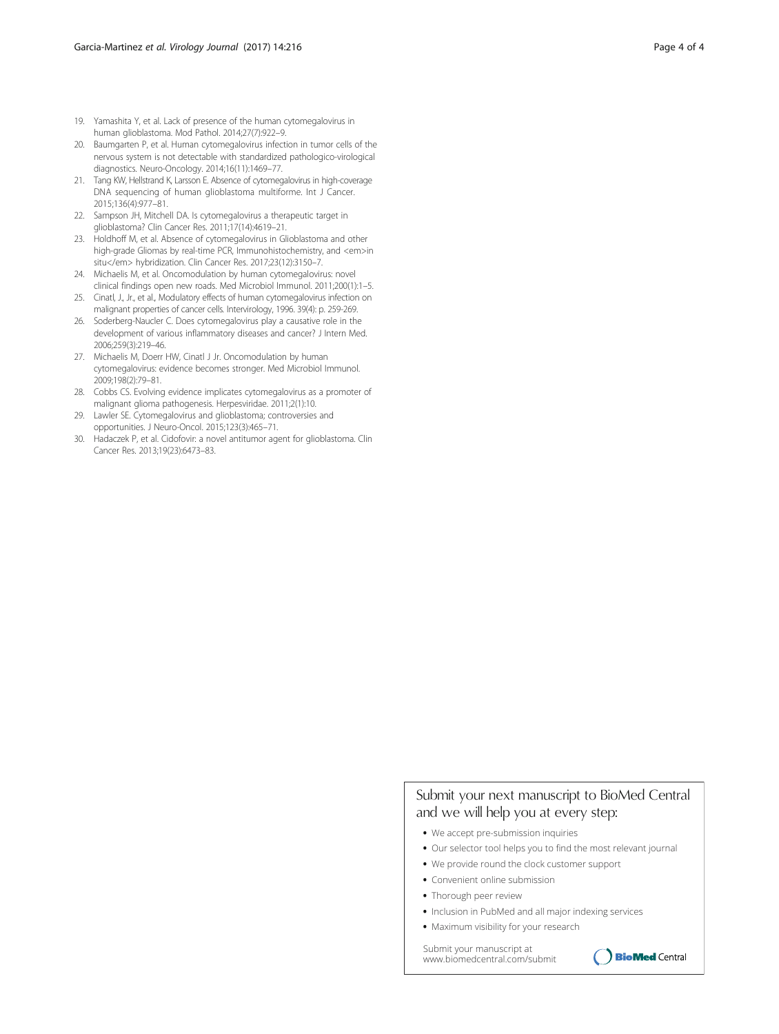19. Yamashita Y, et al. Lack of presence of the human cytomegalovirus in human glioblastoma. Mod Pathol. 2014;27(7):922–9.
20. Baumgarten P, et al. Human cytomegalovirus infection in tumor cells of the nervous system is not detectable with standardized pathologico-virological diagnostics. Neuro-Oncology. 2014;16(11):1469–77.
21. Tang KW, Hellstrand K, Larsson E. Absence of cytomegalovirus in high-coverage DNA sequencing of human glioblastoma multiforme. Int J Cancer. 2015;136(4):977–81.
22. Sampson JH, Mitchell DA. Is cytomegalovirus a therapeutic target in glioblastoma? Clin Cancer Res. 2011;17(14):4619–21.
23. Holdhoff M, et al. Absence of cytomegalovirus in Glioblastoma and other high-grade Gliomas by real-time PCR, Immunohistochemistry, and <em>in situ</em> hybridization. Clin Cancer Res. 2017;23(12):3150–7.
24. Michaelis M, et al. Oncomodulation by human cytomegalovirus: novel clinical findings open new roads. Med Microbiol Immunol. 2011;200(1):1–5.
25. Cinatl, J., Jr., et al., Modulatory effects of human cytomegalovirus infection on malignant properties of cancer cells. Intervirology, 1996. 39(4): p. 259-269.
26. Soderberg-Naucler C. Does cytomegalovirus play a causative role in the development of various inflammatory diseases and cancer? J Intern Med. 2006;259(3):219–46.
27. Michaelis M, Doerr HW, Cinatl J Jr. Oncomodulation by human cytomegalovirus: evidence becomes stronger. Med Microbiol Immunol. 2009;198(2):79–81.
28. Cobbs CS. Evolving evidence implicates cytomegalovirus as a promoter of malignant glioma pathogenesis. Herpesviridae. 2011;2(1):10.
29. Lawler SE. Cytomegalovirus and glioblastoma; controversies and opportunities. J Neuro-Oncol. 2015;123(3):465–71.
30. Hadaczek P, et al. Cidofovir: a novel antitumor agent for glioblastoma. Clin Cancer Res. 2013;19(23):6473–83.

Submit your next manuscript to BioMed Central and we will help you at every step:

- We accept pre-submission inquiries
- Our selector tool helps you to find the most relevant journal
- We provide round the clock customer support
- Convenient online submission
- Thorough peer review
- Inclusion in PubMed and all major indexing services
- Maximum visibility for your research

Submit your manuscript at
www.biomedcentral.com/submit

BioMed Central